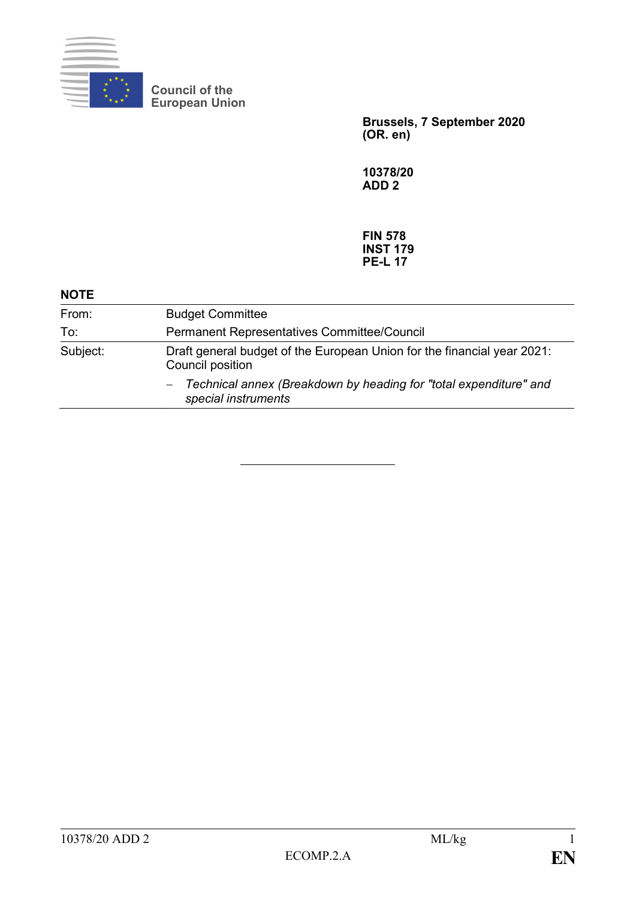Council of the European Union

**Brussels, 7 September 2020**
**(OR. en)**

**10378/20**
**ADD 2**

**FIN 578**
**INST 179**
**PE-L 17**

**NOTE**

| | |
|---|---|
| From: | Budget Committee |
| To: | Permanent Representatives Committee/Council |
| Subject: | Draft general budget of the European Union for the financial year 2021: Council position<br>– *Technical annex (Breakdown by heading for "total expenditure" and special instruments* |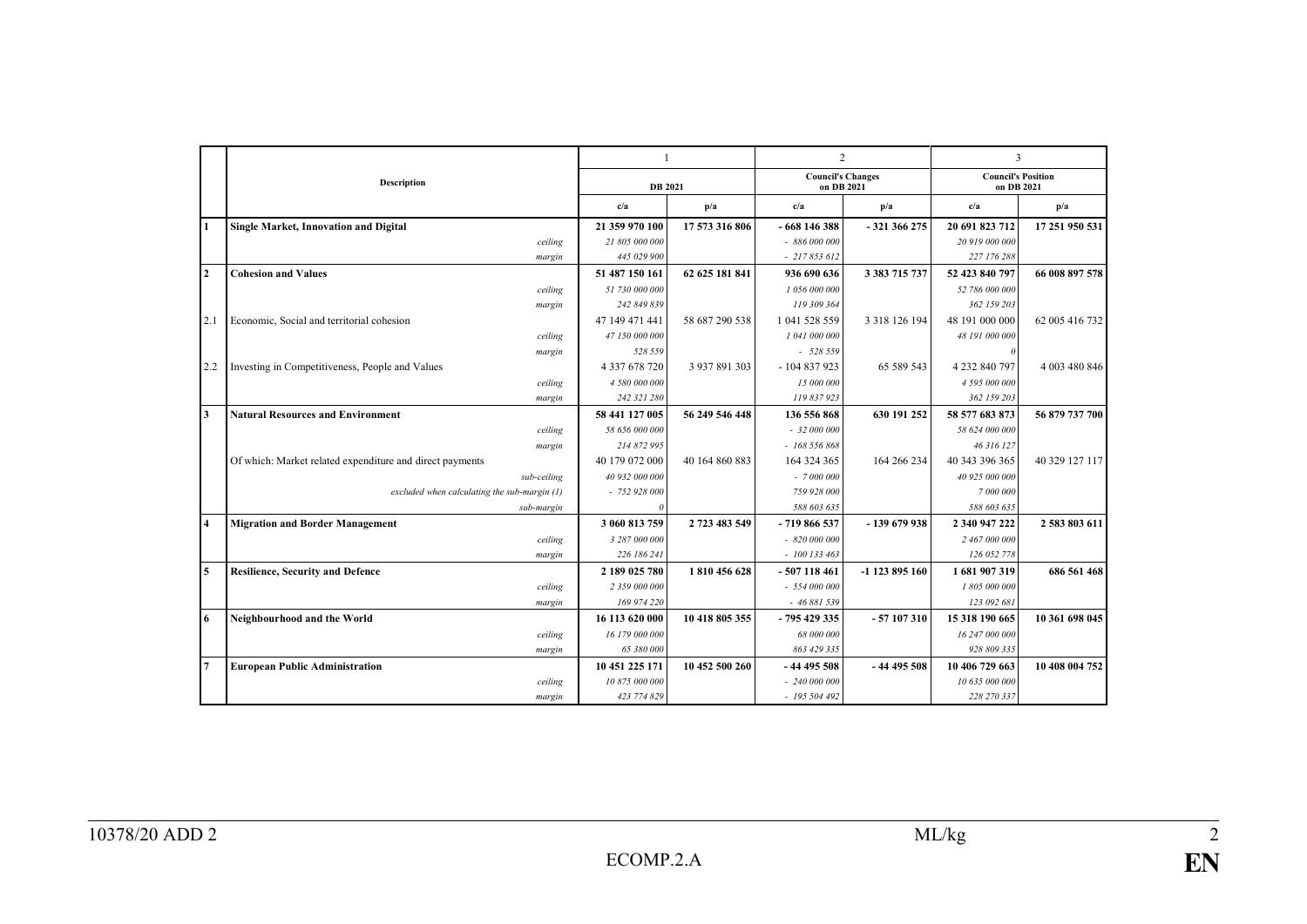| | Description | 1 | | 2 | | 3 | |
|---|---|---|---|---|---|---|---|
| | | DB 2021 | | Council's Changes on DB 2021 | | Council's Position on DB 2021 | |
| | | c/a | p/a | c/a | p/a | c/a | p/a |
| **1** | **Single Market, Innovation and Digital** | **21 359 970 100** | **17 573 316 806** | **- 668 146 388** | **- 321 366 275** | **20 691 823 712** | **17 251 950 531** |
| | *ceiling* | *21 805 000 000* | | *- 886 000 000* | | *20 919 000 000* | |
| | *margin* | *445 029 900* | | *- 217 853 612* | | *227 176 288* | |
| **2** | **Cohesion and Values** | **51 487 150 161** | **62 625 181 841** | **936 690 636** | **3 383 715 737** | **52 423 840 797** | **66 008 897 578** |
| | *ceiling* | *51 730 000 000* | | *1 056 000 000* | | *52 786 000 000* | |
| | *margin* | *242 849 839* | | *119 309 364* | | *362 159 203* | |
| 2.1 | Economic, Social and territorial cohesion | 47 149 471 441 | 58 687 290 538 | 1 041 528 559 | 3 318 126 194 | 48 191 000 000 | 62 005 416 732 |
| | *ceiling* | *47 150 000 000* | | *1 041 000 000* | | *48 191 000 000* | |
| | *margin* | *528 559* | | *- 528 559* | | *0* | |
| 2.2 | Investing in Competitiveness, People and Values | 4 337 678 720 | 3 937 891 303 | - 104 837 923 | 65 589 543 | 4 232 840 797 | 4 003 480 846 |
| | *ceiling* | *4 580 000 000* | | *15 000 000* | | *4 595 000 000* | |
| | *margin* | *242 321 280* | | *119 837 923* | | *362 159 203* | |
| **3** | **Natural Resources and Environment** | **58 441 127 005** | **56 249 546 448** | **136 556 868** | **630 191 252** | **58 577 683 873** | **56 879 737 700** |
| | *ceiling* | *58 656 000 000* | | *- 32 000 000* | | *58 624 000 000* | |
| | *margin* | *214 872 995* | | *- 168 556 868* | | *46 316 127* | |
| | Of which: Market related expenditure and direct payments | 40 179 072 000 | 40 164 860 883 | 164 324 365 | 164 266 234 | 40 343 396 365 | 40 329 127 117 |
| | *sub-ceiling* | *40 932 000 000* | | *- 7 000 000* | | *40 925 000 000* | |
| | *excluded when calculating the sub-margin (1)* | *- 752 928 000* | | *759 928 000* | | *7 000 000* | |
| | *sub-margin* | *0* | | *588 603 635* | | *588 603 635* | |
| **4** | **Migration and Border Management** | **3 060 813 759** | **2 723 483 549** | **- 719 866 537** | **- 139 679 938** | **2 340 947 222** | **2 583 803 611** |
| | *ceiling* | *3 287 000 000* | | *- 820 000 000* | | *2 467 000 000* | |
| | *margin* | *226 186 241* | | *- 100 133 463* | | *126 052 778* | |
| **5** | **Resilience, Security and Defence** | **2 189 025 780** | **1 810 456 628** | **- 507 118 461** | **-1 123 895 160** | **1 681 907 319** | **686 561 468** |
| | *ceiling* | *2 359 000 000* | | *- 554 000 000* | | *1 805 000 000* | |
| | *margin* | *169 974 220* | | *- 46 881 539* | | *123 092 681* | |
| **6** | **Neighbourhood and the World** | **16 113 620 000** | **10 418 805 355** | **- 795 429 335** | **- 57 107 310** | **15 318 190 665** | **10 361 698 045** |
| | *ceiling* | *16 179 000 000* | | *68 000 000* | | *16 247 000 000* | |
| | *margin* | *65 380 000* | | *863 429 335* | | *928 809 335* | |
| **7** | **European Public Administration** | **10 451 225 171** | **10 452 500 260** | **- 44 495 508** | **- 44 495 508** | **10 406 729 663** | **10 408 004 752** |
| | *ceiling* | *10 875 000 000* | | *- 240 000 000* | | *10 635 000 000* | |
| | *margin* | *423 774 829* | | *- 195 504 492* | | *228 270 337* | |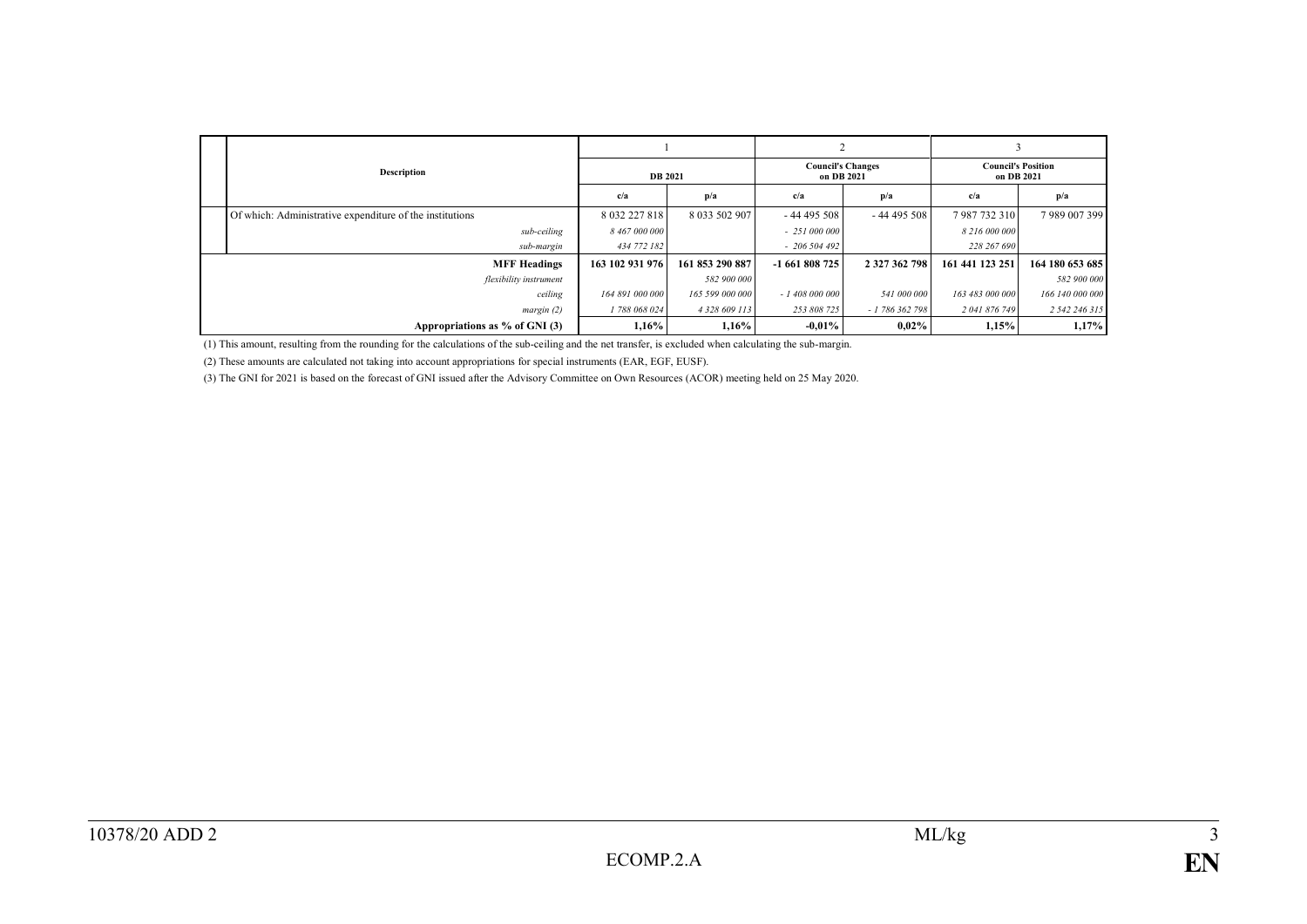| Description | 1 | | 2 | | 3 | |
|---|---|---|---|---|---|---|
| | DB 2021 | | Council's Changes on DB 2021 | | Council's Position on DB 2021 | |
| | c/a | p/a | c/a | p/a | c/a | p/a |
| Of which: Administrative expenditure of the institutions | 8 032 227 818 | 8 033 502 907 | - 44 495 508 | - 44 495 508 | 7 987 732 310 | 7 989 007 399 |
| *sub-ceiling* | *8 467 000 000* | | *- 251 000 000* | | *8 216 000 000* | |
| *sub-margin* | *434 772 182* | | *- 206 504 492* | | *228 267 690* | |
| **MFF Headings** | **163 102 931 976** | **161 853 290 887** | **-1 661 808 725** | **2 327 362 798** | **161 441 123 251** | **164 180 653 685** |
| *flexibility instrument* | | *582 900 000* | | | | *582 900 000* |
| *ceiling* | *164 891 000 000* | *165 599 000 000* | *- 1 408 000 000* | *541 000 000* | *163 483 000 000* | *166 140 000 000* |
| *margin (2)* | *1 788 068 024* | *4 328 609 113* | *253 808 725* | *- 1 786 362 798* | *2 041 876 749* | *2 542 246 315* |
| **Appropriations as % of GNI (3)** | **1,16%** | **1,16%** | **-0,01%** | **0,02%** | **1,15%** | **1,17%** |

(1) This amount, resulting from the rounding for the calculations of the sub-ceiling and the net transfer, is excluded when calculating the sub-margin.

(2) These amounts are calculated not taking into account appropriations for special instruments (EAR, EGF, EUSF).

(3) The GNI for 2021 is based on the forecast of GNI issued after the Advisory Committee on Own Resources (ACOR) meeting held on 25 May 2020.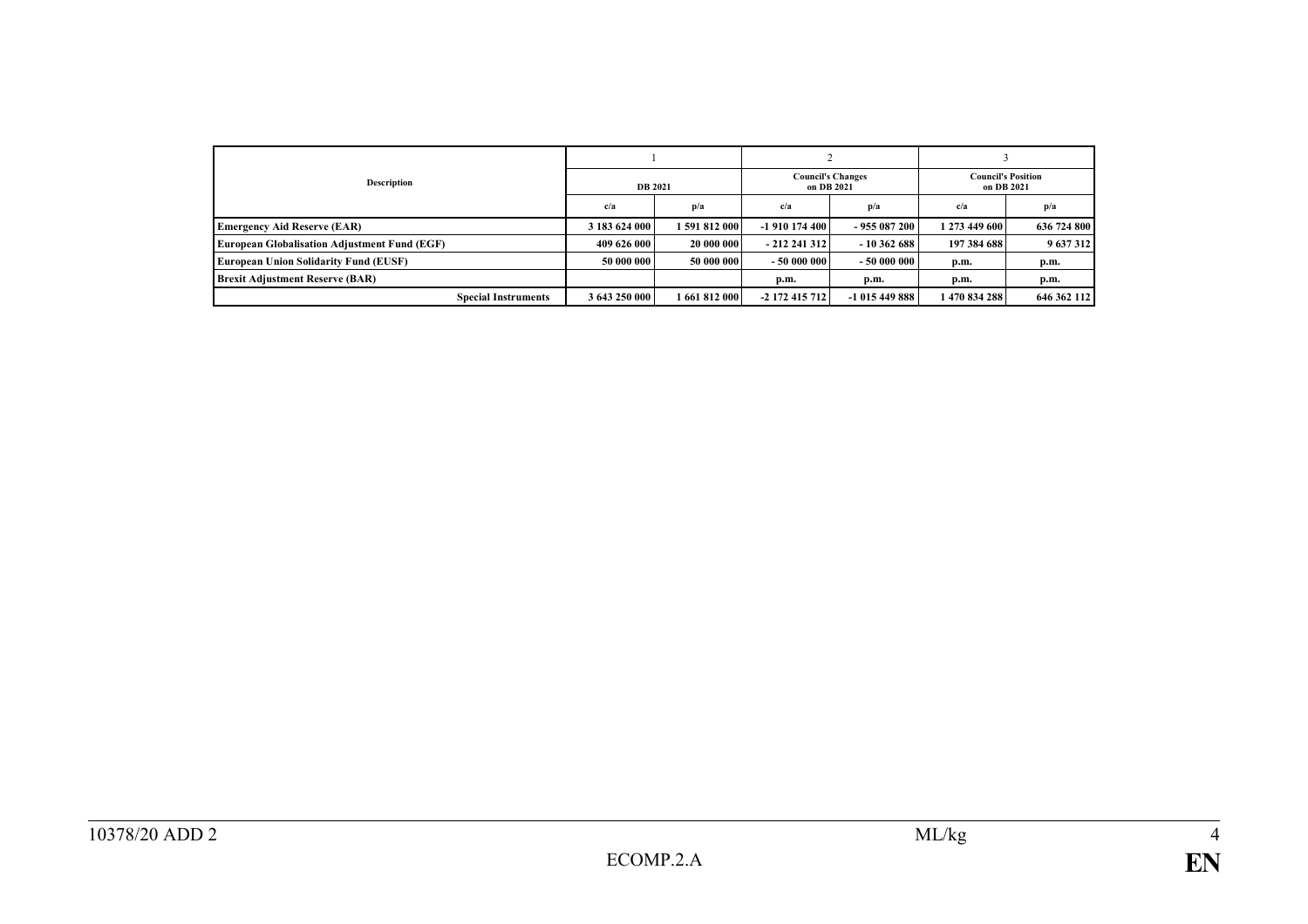| Description | 1 | | 2 | | 3 | |
|---|---|---|---|---|---|---|
| | DB 2021 | | Council's Changes on DB 2021 | | Council's Position on DB 2021 | |
| | c/a | p/a | c/a | p/a | c/a | p/a |
| **Emergency Aid Reserve (EAR)** | **3 183 624 000** | **1 591 812 000** | **-1 910 174 400** | **- 955 087 200** | **1 273 449 600** | **636 724 800** |
| **European Globalisation Adjustment Fund (EGF)** | **409 626 000** | **20 000 000** | **- 212 241 312** | **- 10 362 688** | **197 384 688** | **9 637 312** |
| **European Union Solidarity Fund (EUSF)** | **50 000 000** | **50 000 000** | **- 50 000 000** | **- 50 000 000** | **p.m.** | **p.m.** |
| **Brexit Adjustment Reserve (BAR)** | | | **p.m.** | **p.m.** | **p.m.** | **p.m.** |
| **Special Instruments** | **3 643 250 000** | **1 661 812 000** | **-2 172 415 712** | **-1 015 449 888** | **1 470 834 288** | **646 362 112** |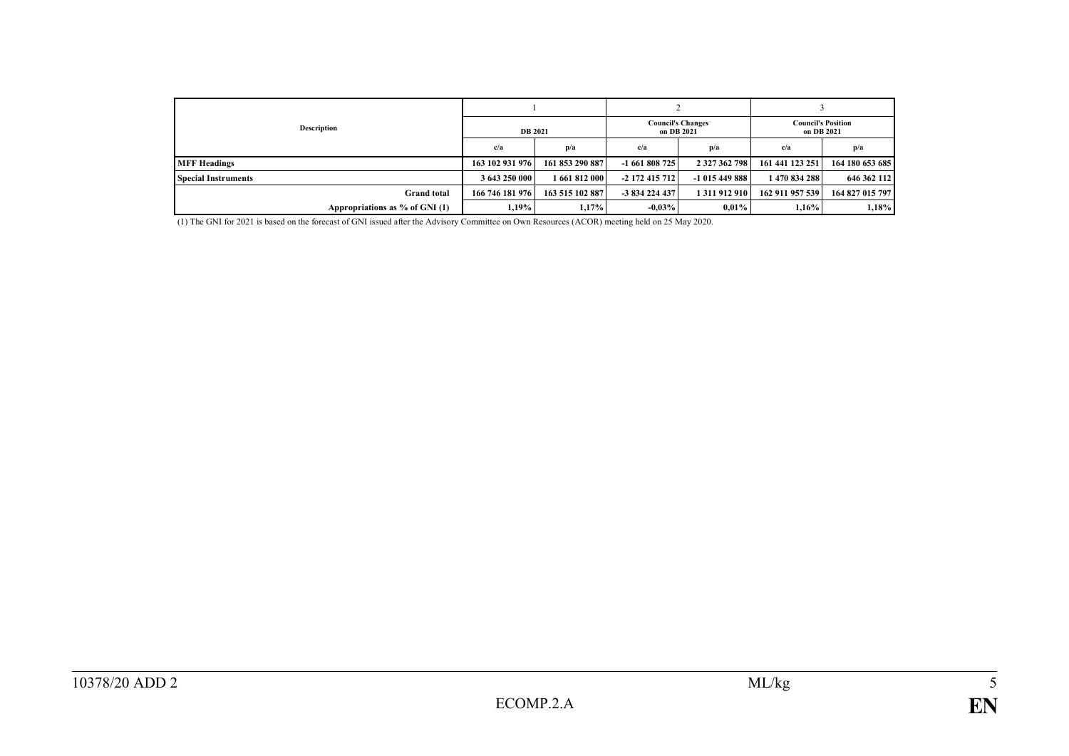| Description | 1 | | 2 | | 3 | |
|---|---|---|---|---|---|---|
| | DB 2021 | | Council's Changes on DB 2021 | | Council's Position on DB 2021 | |
| | c/a | p/a | c/a | p/a | c/a | p/a |
| **MFF Headings** | **163 102 931 976** | **161 853 290 887** | **-1 661 808 725** | **2 327 362 798** | **161 441 123 251** | **164 180 653 685** |
| **Special Instruments** | **3 643 250 000** | **1 661 812 000** | **-2 172 415 712** | **-1 015 449 888** | **1 470 834 288** | **646 362 112** |
| **Grand total** | **166 746 181 976** | **163 515 102 887** | **-3 834 224 437** | **1 311 912 910** | **162 911 957 539** | **164 827 015 797** |
| **Appropriations as % of GNI (1)** | **1,19%** | **1,17%** | **-0,03%** | **0,01%** | **1,16%** | **1,18%** |

(1) The GNI for 2021 is based on the forecast of GNI issued after the Advisory Committee on Own Resources (ACOR) meeting held on 25 May 2020.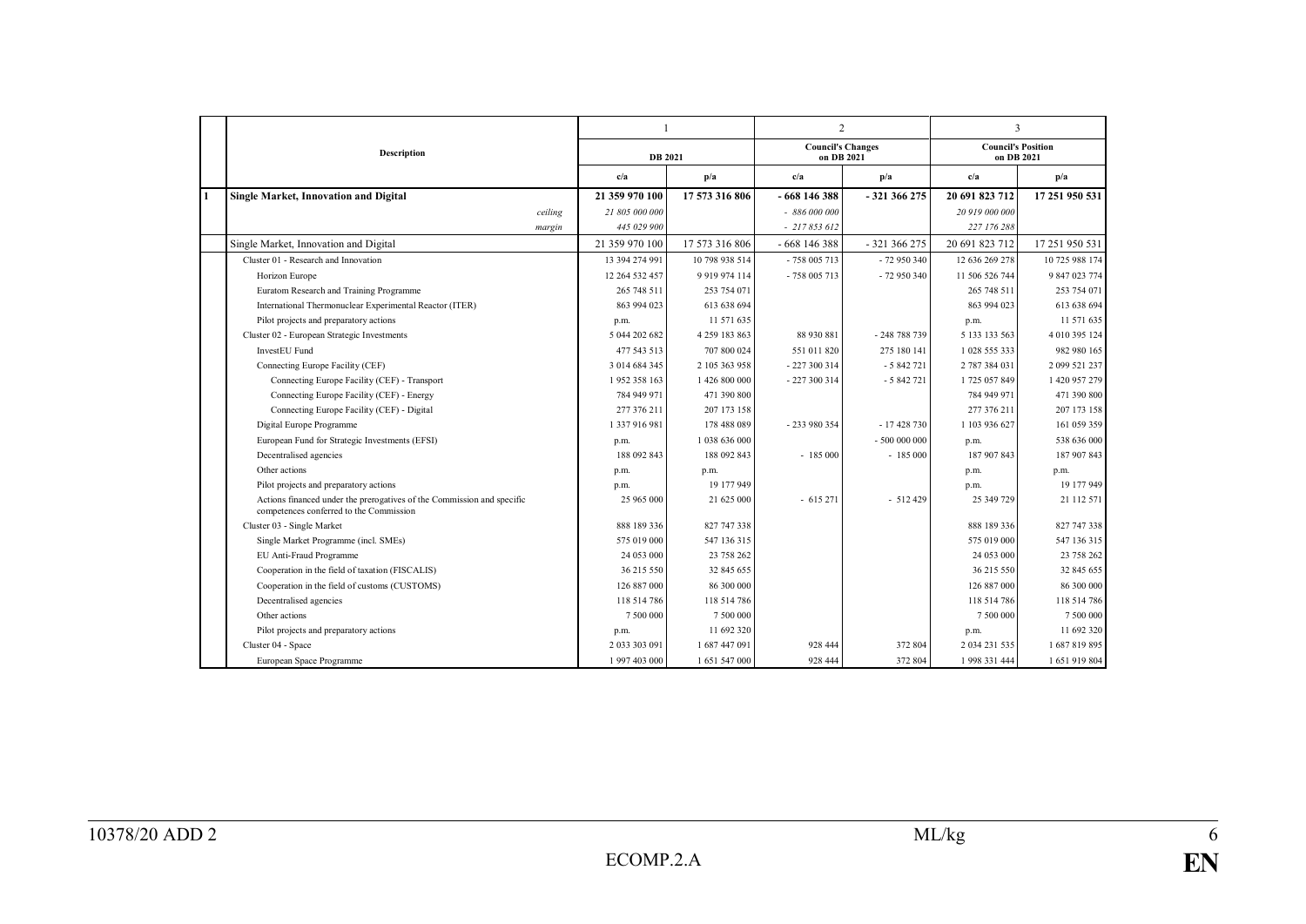| | Description | 1 | | 2 | | 3 | |
|---|---|---|---|---|---|---|---|
| | | DB 2021 | | Council's Changes on DB 2021 | | Council's Position on DB 2021 | |
| | | c/a | p/a | c/a | p/a | c/a | p/a |
| 1 | **Single Market, Innovation and Digital** | **21 359 970 100** | **17 573 316 806** | **- 668 146 388** | **- 321 366 275** | **20 691 823 712** | **17 251 950 531** |
| | *ceiling* | *21 805 000 000* | | *- 886 000 000* | | *20 919 000 000* | |
| | *margin* | *445 029 900* | | *- 217 853 612* | | *227 176 288* | |
| | Single Market, Innovation and Digital | 21 359 970 100 | 17 573 316 806 | - 668 146 388 | - 321 366 275 | 20 691 823 712 | 17 251 950 531 |
| | Cluster 01 - Research and Innovation | 13 394 274 991 | 10 798 938 514 | - 758 005 713 | - 72 950 340 | 12 636 269 278 | 10 725 988 174 |
| | Horizon Europe | 12 264 532 457 | 9 919 974 114 | - 758 005 713 | - 72 950 340 | 11 506 526 744 | 9 847 023 774 |
| | Euratom Research and Training Programme | 265 748 511 | 253 754 071 | | | 265 748 511 | 253 754 071 |
| | International Thermonuclear Experimental Reactor (ITER) | 863 994 023 | 613 638 694 | | | 863 994 023 | 613 638 694 |
| | Pilot projects and preparatory actions | p.m. | 11 571 635 | | | p.m. | 11 571 635 |
| | Cluster 02 - European Strategic Investments | 5 044 202 682 | 4 259 183 863 | 88 930 881 | - 248 788 739 | 5 133 133 563 | 4 010 395 124 |
| | InvestEU Fund | 477 543 513 | 707 800 024 | 551 011 820 | 275 180 141 | 1 028 555 333 | 982 980 165 |
| | Connecting Europe Facility (CEF) | 3 014 684 345 | 2 105 363 958 | - 227 300 314 | - 5 842 721 | 2 787 384 031 | 2 099 521 237 |
| | Connecting Europe Facility (CEF) - Transport | 1 952 358 163 | 1 426 800 000 | - 227 300 314 | - 5 842 721 | 1 725 057 849 | 1 420 957 279 |
| | Connecting Europe Facility (CEF) - Energy | 784 949 971 | 471 390 800 | | | 784 949 971 | 471 390 800 |
| | Connecting Europe Facility (CEF) - Digital | 277 376 211 | 207 173 158 | | | 277 376 211 | 207 173 158 |
| | Digital Europe Programme | 1 337 916 981 | 178 488 089 | - 233 980 354 | - 17 428 730 | 1 103 936 627 | 161 059 359 |
| | European Fund for Strategic Investments (EFSI) | p.m. | 1 038 636 000 | | - 500 000 000 | p.m. | 538 636 000 |
| | Decentralised agencies | 188 092 843 | 188 092 843 | - 185 000 | - 185 000 | 187 907 843 | 187 907 843 |
| | Other actions | p.m. | p.m. | | | p.m. | p.m. |
| | Pilot projects and preparatory actions | p.m. | 19 177 949 | | | p.m. | 19 177 949 |
| | Actions financed under the prerogatives of the Commission and specific competences conferred to the Commission | 25 965 000 | 21 625 000 | - 615 271 | - 512 429 | 25 349 729 | 21 112 571 |
| | Cluster 03 - Single Market | 888 189 336 | 827 747 338 | | | 888 189 336 | 827 747 338 |
| | Single Market Programme (incl. SMEs) | 575 019 000 | 547 136 315 | | | 575 019 000 | 547 136 315 |
| | EU Anti-Fraud Programme | 24 053 000 | 23 758 262 | | | 24 053 000 | 23 758 262 |
| | Cooperation in the field of taxation (FISCALIS) | 36 215 550 | 32 845 655 | | | 36 215 550 | 32 845 655 |
| | Cooperation in the field of customs (CUSTOMS) | 126 887 000 | 86 300 000 | | | 126 887 000 | 86 300 000 |
| | Decentralised agencies | 118 514 786 | 118 514 786 | | | 118 514 786 | 118 514 786 |
| | Other actions | 7 500 000 | 7 500 000 | | | 7 500 000 | 7 500 000 |
| | Pilot projects and preparatory actions | p.m. | 11 692 320 | | | p.m. | 11 692 320 |
| | Cluster 04 - Space | 2 033 303 091 | 1 687 447 091 | 928 444 | 372 804 | 2 034 231 535 | 1 687 819 895 |
| | European Space Programme | 1 997 403 000 | 1 651 547 000 | 928 444 | 372 804 | 1 998 331 444 | 1 651 919 804 |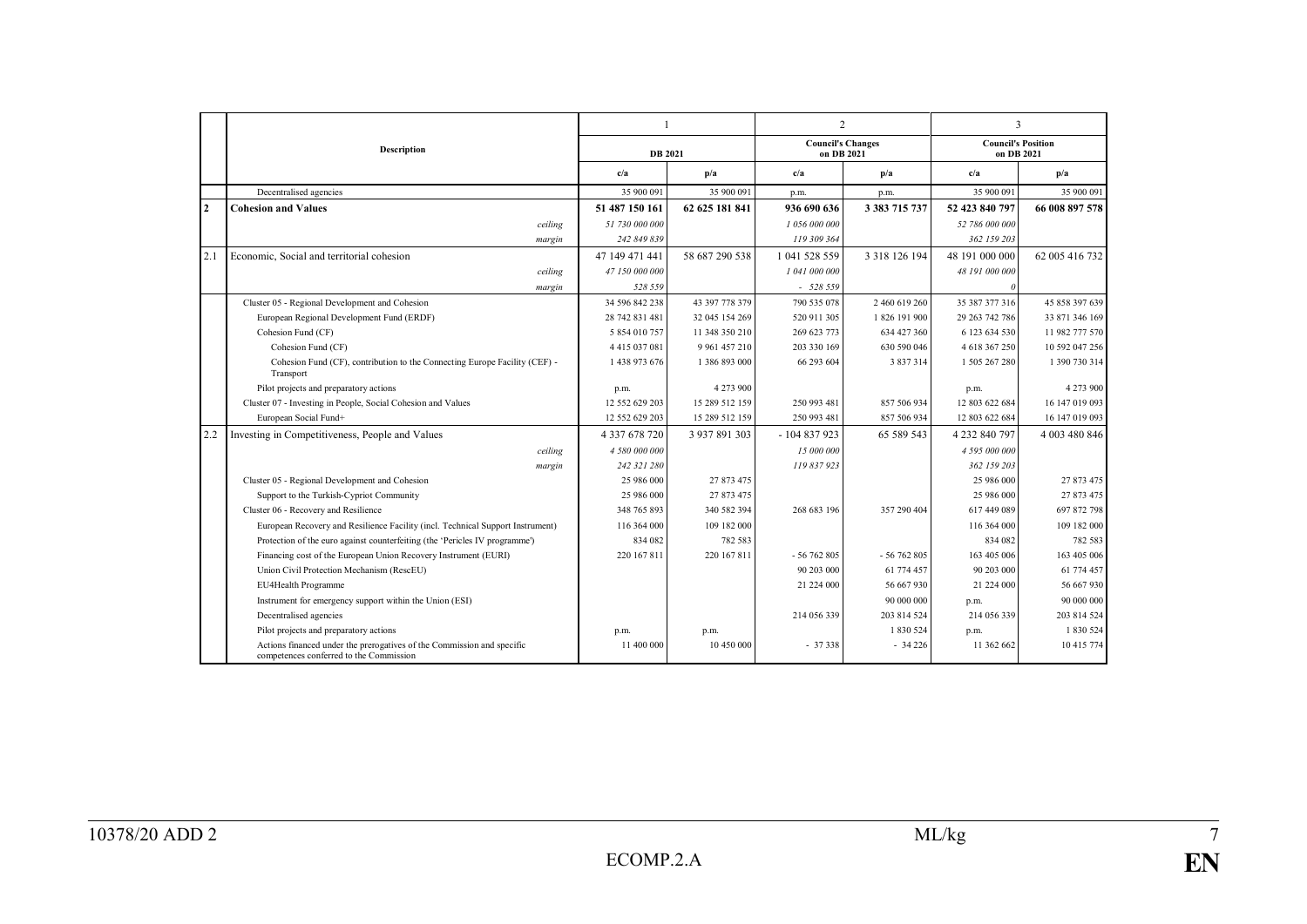| | Description | 1 | | 2 | | 3 | |
|---|---|---|---|---|---|---|---|
| | | DB 2021 | | Council's Changes on DB 2021 | | Council's Position on DB 2021 | |
| | | c/a | p/a | c/a | p/a | c/a | p/a |
| | Decentralised agencies | 35 900 091 | 35 900 091 | p.m. | p.m. | 35 900 091 | 35 900 091 |
| **2** | **Cohesion and Values** | **51 487 150 161** | **62 625 181 841** | **936 690 636** | **3 383 715 737** | **52 423 840 797** | **66 008 897 578** |
| | *ceiling* | *51 730 000 000* | | *1 056 000 000* | | *52 786 000 000* | |
| | *margin* | *242 849 839* | | *119 309 364* | | *362 159 203* | |
| 2.1 | Economic, Social and territorial cohesion | 47 149 471 441 | 58 687 290 538 | 1 041 528 559 | 3 318 126 194 | 48 191 000 000 | 62 005 416 732 |
| | *ceiling* | *47 150 000 000* | | *1 041 000 000* | | *48 191 000 000* | |
| | *margin* | *528 559* | | *- 528 559* | | *0* | |
| | Cluster 05 - Regional Development and Cohesion | 34 596 842 238 | 43 397 778 379 | 790 535 078 | 2 460 619 260 | 35 387 377 316 | 45 858 397 639 |
| | European Regional Development Fund (ERDF) | 28 742 831 481 | 32 045 154 269 | 520 911 305 | 1 826 191 900 | 29 263 742 786 | 33 871 346 169 |
| | Cohesion Fund (CF) | 5 854 010 757 | 11 348 350 210 | 269 623 773 | 634 427 360 | 6 123 634 530 | 11 982 777 570 |
| | Cohesion Fund (CF) | 4 415 037 081 | 9 961 457 210 | 203 330 169 | 630 590 046 | 4 618 367 250 | 10 592 047 256 |
| | Cohesion Fund (CF), contribution to the Connecting Europe Facility (CEF) - Transport | 1 438 973 676 | 1 386 893 000 | 66 293 604 | 3 837 314 | 1 505 267 280 | 1 390 730 314 |
| | Pilot projects and preparatory actions | p.m. | 4 273 900 | | | p.m. | 4 273 900 |
| | Cluster 07 - Investing in People, Social Cohesion and Values | 12 552 629 203 | 15 289 512 159 | 250 993 481 | 857 506 934 | 12 803 622 684 | 16 147 019 093 |
| | European Social Fund+ | 12 552 629 203 | 15 289 512 159 | 250 993 481 | 857 506 934 | 12 803 622 684 | 16 147 019 093 |
| 2.2 | Investing in Competitiveness, People and Values | 4 337 678 720 | 3 937 891 303 | - 104 837 923 | 65 589 543 | 4 232 840 797 | 4 003 480 846 |
| | *ceiling* | *4 580 000 000* | | *15 000 000* | | *4 595 000 000* | |
| | *margin* | *242 321 280* | | *119 837 923* | | *362 159 203* | |
| | Cluster 05 - Regional Development and Cohesion | 25 986 000 | 27 873 475 | | | 25 986 000 | 27 873 475 |
| | Support to the Turkish-Cypriot Community | 25 986 000 | 27 873 475 | | | 25 986 000 | 27 873 475 |
| | Cluster 06 - Recovery and Resilience | 348 765 893 | 340 582 394 | 268 683 196 | 357 290 404 | 617 449 089 | 697 872 798 |
| | European Recovery and Resilience Facility (incl. Technical Support Instrument) | 116 364 000 | 109 182 000 | | | 116 364 000 | 109 182 000 |
| | Protection of the euro against counterfeiting (the 'Pericles IV programme') | 834 082 | 782 583 | | | 834 082 | 782 583 |
| | Financing cost of the European Union Recovery Instrument (EURI) | 220 167 811 | 220 167 811 | - 56 762 805 | - 56 762 805 | 163 405 006 | 163 405 006 |
| | Union Civil Protection Mechanism (RescEU) | | | 90 203 000 | 61 774 457 | 90 203 000 | 61 774 457 |
| | EU4Health Programme | | | 21 224 000 | 56 667 930 | 21 224 000 | 56 667 930 |
| | Instrument for emergency support within the Union (ESI) | | | | 90 000 000 | p.m. | 90 000 000 |
| | Decentralised agencies | | | 214 056 339 | 203 814 524 | 214 056 339 | 203 814 524 |
| | Pilot projects and preparatory actions | p.m. | p.m. | | 1 830 524 | p.m. | 1 830 524 |
| | Actions financed under the prerogatives of the Commission and specific competences conferred to the Commission | 11 400 000 | 10 450 000 | - 37 338 | - 34 226 | 11 362 662 | 10 415 774 |

10378/20 ADD 2 ML/kg
ECOMP.2.A **EN**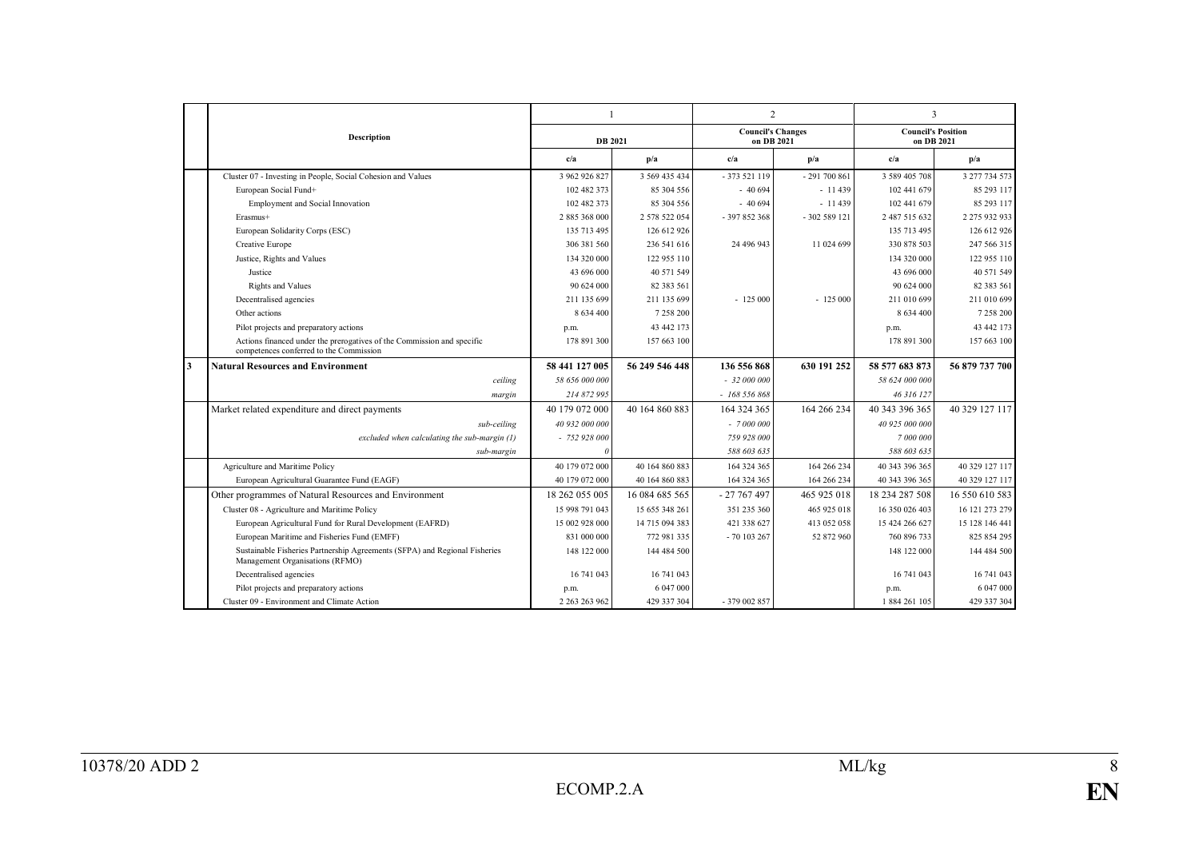| | Description | 1 | | 2 | | 3 | |
|---|---|---|---|---|---|---|---|
| | | DB 2021 | | Council's Changes on DB 2021 | | Council's Position on DB 2021 | |
| | | c/a | p/a | c/a | p/a | c/a | p/a |
| | Cluster 07 - Investing in People, Social Cohesion and Values | 3 962 926 827 | 3 569 435 434 | - 373 521 119 | - 291 700 861 | 3 589 405 708 | 3 277 734 573 |
| | European Social Fund+ | 102 482 373 | 85 304 556 | - 40 694 | - 11 439 | 102 441 679 | 85 293 117 |
| | Employment and Social Innovation | 102 482 373 | 85 304 556 | - 40 694 | - 11 439 | 102 441 679 | 85 293 117 |
| | Erasmus+ | 2 885 368 000 | 2 578 522 054 | - 397 852 368 | - 302 589 121 | 2 487 515 632 | 2 275 932 933 |
| | European Solidarity Corps (ESC) | 135 713 495 | 126 612 926 | | | 135 713 495 | 126 612 926 |
| | Creative Europe | 306 381 560 | 236 541 616 | 24 496 943 | 11 024 699 | 330 878 503 | 247 566 315 |
| | Justice, Rights and Values | 134 320 000 | 122 955 110 | | | 134 320 000 | 122 955 110 |
| | Justice | 43 696 000 | 40 571 549 | | | 43 696 000 | 40 571 549 |
| | Rights and Values | 90 624 000 | 82 383 561 | | | 90 624 000 | 82 383 561 |
| | Decentralised agencies | 211 135 699 | 211 135 699 | - 125 000 | - 125 000 | 211 010 699 | 211 010 699 |
| | Other actions | 8 634 400 | 7 258 200 | | | 8 634 400 | 7 258 200 |
| | Pilot projects and preparatory actions | p.m. | 43 442 173 | | | p.m. | 43 442 173 |
| | Actions financed under the prerogatives of the Commission and specific competences conferred to the Commission | 178 891 300 | 157 663 100 | | | 178 891 300 | 157 663 100 |
| **3** | **Natural Resources and Environment** | **58 441 127 005** | **56 249 546 448** | **136 556 868** | **630 191 252** | **58 577 683 873** | **56 879 737 700** |
| | *ceiling* | *58 656 000 000* | | *- 32 000 000* | | *58 624 000 000* | |
| | *margin* | *214 872 995* | | *- 168 556 868* | | *46 316 127* | |
| | Market related expenditure and direct payments | 40 179 072 000 | 40 164 860 883 | 164 324 365 | 164 266 234 | 40 343 396 365 | 40 329 127 117 |
| | *sub-ceiling* | *40 932 000 000* | | *- 7 000 000* | | *40 925 000 000* | |
| | *excluded when calculating the sub-margin (1)* | *- 752 928 000* | | *759 928 000* | | *7 000 000* | |
| | *sub-margin* | *0* | | *588 603 635* | | *588 603 635* | |
| | Agriculture and Maritime Policy | 40 179 072 000 | 40 164 860 883 | 164 324 365 | 164 266 234 | 40 343 396 365 | 40 329 127 117 |
| | European Agricultural Guarantee Fund (EAGF) | 40 179 072 000 | 40 164 860 883 | 164 324 365 | 164 266 234 | 40 343 396 365 | 40 329 127 117 |
| | Other programmes of Natural Resources and Environment | 18 262 055 005 | 16 084 685 565 | - 27 767 497 | 465 925 018 | 18 234 287 508 | 16 550 610 583 |
| | Cluster 08 - Agriculture and Maritime Policy | 15 998 791 043 | 15 655 348 261 | 351 235 360 | 465 925 018 | 16 350 026 403 | 16 121 273 279 |
| | European Agricultural Fund for Rural Development (EAFRD) | 15 002 928 000 | 14 715 094 383 | 421 338 627 | 413 052 058 | 15 424 266 627 | 15 128 146 441 |
| | European Maritime and Fisheries Fund (EMFF) | 831 000 000 | 772 981 335 | - 70 103 267 | 52 872 960 | 760 896 733 | 825 854 295 |
| | Sustainable Fisheries Partnership Agreements (SFPA) and Regional Fisheries Management Organisations (RFMO) | 148 122 000 | 144 484 500 | | | 148 122 000 | 144 484 500 |
| | Decentralised agencies | 16 741 043 | 16 741 043 | | | 16 741 043 | 16 741 043 |
| | Pilot projects and preparatory actions | p.m. | 6 047 000 | | | p.m. | 6 047 000 |
| | Cluster 09 - Environment and Climate Action | 2 263 263 962 | 429 337 304 | - 379 002 857 | | 1 884 261 105 | 429 337 304 |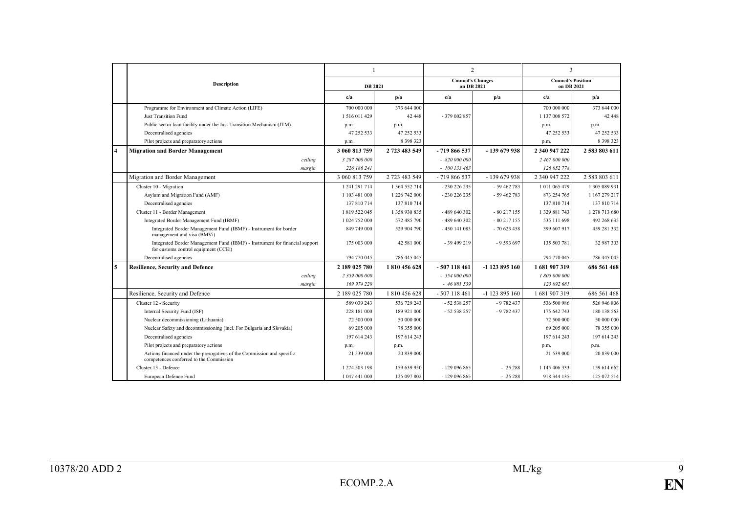| | Description | 1 | | 2 | | 3 | |
|---|---|---|---|---|---|---|---|
| | | DB 2021 | | Council's Changes on DB 2021 | | Council's Position on DB 2021 | |
| | | c/a | p/a | c/a | p/a | c/a | p/a |
| | Programme for Environment and Climate Action (LIFE) | 700 000 000 | 373 644 000 | | | 700 000 000 | 373 644 000 |
| | Just Transition Fund | 1 516 011 429 | 42 448 | - 379 002 857 | | 1 137 008 572 | 42 448 |
| | Public sector loan facility under the Just Transition Mechanism (JTM) | p.m. | p.m. | | | p.m. | p.m. |
| | Decentralised agencies | 47 252 533 | 47 252 533 | | | 47 252 533 | 47 252 533 |
| | Pilot projects and preparatory actions | p.m. | 8 398 323 | | | p.m. | 8 398 323 |
| **4** | **Migration and Border Management** | **3 060 813 759** | **2 723 483 549** | **- 719 866 537** | **- 139 679 938** | **2 340 947 222** | **2 583 803 611** |
| | *ceiling* | *3 287 000 000* | | *- 820 000 000* | | *2 467 000 000* | |
| | *margin* | *226 186 241* | | *- 100 133 463* | | *126 052 778* | |
| | Migration and Border Management | 3 060 813 759 | 2 723 483 549 | - 719 866 537 | - 139 679 938 | 2 340 947 222 | 2 583 803 611 |
| | Cluster 10 - Migration | 1 241 291 714 | 1 364 552 714 | - 230 226 235 | - 59 462 783 | 1 011 065 479 | 1 305 089 931 |
| | Asylum and Migration Fund (AMF) | 1 103 481 000 | 1 226 742 000 | - 230 226 235 | - 59 462 783 | 873 254 765 | 1 167 279 217 |
| | Decentralised agencies | 137 810 714 | 137 810 714 | | | 137 810 714 | 137 810 714 |
| | Cluster 11 - Border Management | 1 819 522 045 | 1 358 930 835 | - 489 640 302 | - 80 217 155 | 1 329 881 743 | 1 278 713 680 |
| | Integrated Border Management Fund (IBMF) | 1 024 752 000 | 572 485 790 | - 489 640 302 | - 80 217 155 | 535 111 698 | 492 268 635 |
| | Integrated Border Management Fund (IBMF) - Instrument for border management and visa (BMVi) | 849 749 000 | 529 904 790 | - 450 141 083 | - 70 623 458 | 399 607 917 | 459 281 332 |
| | Integrated Border Management Fund (IBMF) - Instrument for financial support for customs control equipment (CCEi) | 175 003 000 | 42 581 000 | - 39 499 219 | - 9 593 697 | 135 503 781 | 32 987 303 |
| | Decentralised agencies | 794 770 045 | 786 445 045 | | | 794 770 045 | 786 445 045 |
| **5** | **Resilience, Security and Defence** | **2 189 025 780** | **1 810 456 628** | **- 507 118 461** | **-1 123 895 160** | **1 681 907 319** | **686 561 468** |
| | *ceiling* | *2 359 000 000* | | *- 554 000 000* | | *1 805 000 000* | |
| | *margin* | *169 974 220* | | *- 46 881 539* | | *123 092 681* | |
| | Resilience, Security and Defence | 2 189 025 780 | 1 810 456 628 | - 507 118 461 | -1 123 895 160 | 1 681 907 319 | 686 561 468 |
| | Cluster 12 - Security | 589 039 243 | 536 729 243 | - 52 538 257 | - 9 782 437 | 536 500 986 | 526 946 806 |
| | Internal Security Fund (ISF) | 228 181 000 | 189 921 000 | - 52 538 257 | - 9 782 437 | 175 642 743 | 180 138 563 |
| | Nuclear decommissioning (Lithuania) | 72 500 000 | 50 000 000 | | | 72 500 000 | 50 000 000 |
| | Nuclear Safety and decommissioning (incl. For Bulgaria and Slovakia) | 69 205 000 | 78 355 000 | | | 69 205 000 | 78 355 000 |
| | Decentralised agencies | 197 614 243 | 197 614 243 | | | 197 614 243 | 197 614 243 |
| | Pilot projects and preparatory actions | p.m. | p.m. | | | p.m. | p.m. |
| | Actions financed under the prerogatives of the Commission and specific competences conferred to the Commission | 21 539 000 | 20 839 000 | | | 21 539 000 | 20 839 000 |
| | Cluster 13 - Defence | 1 274 503 198 | 159 639 950 | - 129 096 865 | - 25 288 | 1 145 406 333 | 159 614 662 |
| | European Defence Fund | 1 047 441 000 | 125 097 802 | - 129 096 865 | - 25 288 | 918 344 135 | 125 072 514 |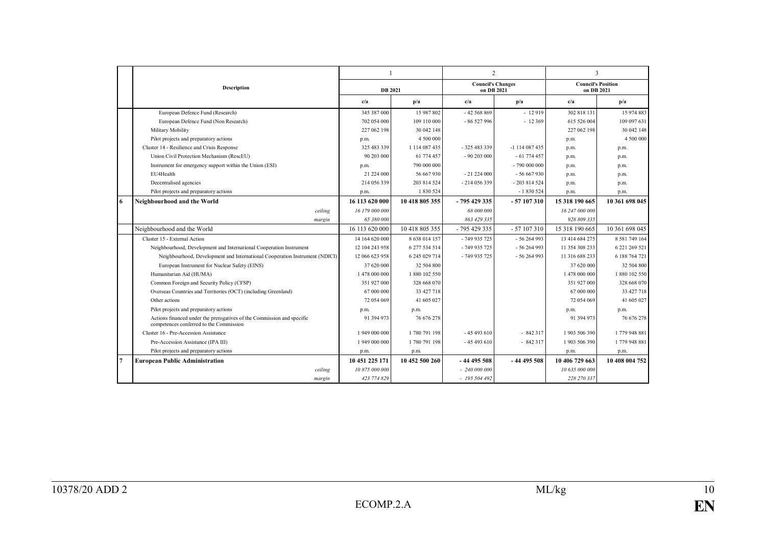| | Description | 1 | | 2 | | 3 | |
|---|---|---|---|---|---|---|---|
| | | DB 2021 | | Council's Changes on DB 2021 | | Council's Position on DB 2021 | |
| | | c/a | p/a | c/a | p/a | c/a | p/a |
| | European Defence Fund (Research) | 345 387 000 | 15 987 802 | - 42 568 869 | - 12 919 | 302 818 131 | 15 974 883 |
| | European Defence Fund (Non Research) | 702 054 000 | 109 110 000 | - 86 527 996 | - 12 369 | 615 526 004 | 109 097 631 |
| | Military Mobility | 227 062 198 | 30 042 148 | | | 227 062 198 | 30 042 148 |
| | Pilot projects and preparatory actions | p.m. | 4 500 000 | | | p.m. | 4 500 000 |
| | Cluster 14 - Resilience and Crisis Response | 325 483 339 | 1 114 087 435 | - 325 483 339 | -1 114 087 435 | p.m. | p.m. |
| | Union Civil Protection Mechanism (RescEU) | 90 203 000 | 61 774 457 | - 90 203 000 | - 61 774 457 | p.m. | p.m. |
| | Instrument for emergency support within the Union (ESI) | p.m. | 790 000 000 | | - 790 000 000 | p.m. | p.m. |
| | EU4Health | 21 224 000 | 56 667 930 | - 21 224 000 | - 56 667 930 | p.m. | p.m. |
| | Decentralised agencies | 214 056 339 | 203 814 524 | - 214 056 339 | - 203 814 524 | p.m. | p.m. |
| | Pilot projects and preparatory actions | p.m. | 1 830 524 | | - 1 830 524 | p.m. | p.m. |
| **6** | **Neighbourhood and the World** | **16 113 620 000** | **10 418 805 355** | **- 795 429 335** | **- 57 107 310** | **15 318 190 665** | **10 361 698 045** |
| | *ceiling* | *16 179 000 000* | | *68 000 000* | | *16 247 000 000* | |
| | *margin* | *65 380 000* | | *863 429 335* | | *928 809 335* | |
| | Neighbourhood and the World | 16 113 620 000 | 10 418 805 355 | - 795 429 335 | - 57 107 310 | 15 318 190 665 | 10 361 698 045 |
| | Cluster 15 - External Action | 14 164 620 000 | 8 638 014 157 | - 749 935 725 | - 56 264 993 | 13 414 684 275 | 8 581 749 164 |
| | Neighbourhood, Development and International Cooperation Instrument | 12 104 243 958 | 6 277 534 514 | - 749 935 725 | - 56 264 993 | 11 354 308 233 | 6 221 269 521 |
| | Neighbourhood, Development and International Cooperation Instrument (NDICI) | 12 066 623 958 | 6 245 029 714 | - 749 935 725 | - 56 264 993 | 11 316 688 233 | 6 188 764 721 |
| | European Instrument for Nuclear Safety (EINS) | 37 620 000 | 32 504 800 | | | 37 620 000 | 32 504 800 |
| | Humanitarian Aid (HUMA) | 1 478 000 000 | 1 880 102 550 | | | 1 478 000 000 | 1 880 102 550 |
| | Common Foreign and Security Policy (CFSP) | 351 927 000 | 328 668 070 | | | 351 927 000 | 328 668 070 |
| | Overseas Countries and Territories (OCT) (including Greenland) | 67 000 000 | 33 427 718 | | | 67 000 000 | 33 427 718 |
| | Other actions | 72 054 069 | 41 605 027 | | | 72 054 069 | 41 605 027 |
| | Pilot projects and preparatory actions | p.m. | p.m. | | | p.m. | p.m. |
| | Actions financed under the prerogatives of the Commission and specific competences conferred to the Commission | 91 394 973 | 76 676 278 | | | 91 394 973 | 76 676 278 |
| | Cluster 16 - Pre-Accession Assistance | 1 949 000 000 | 1 780 791 198 | - 45 493 610 | - 842 317 | 1 903 506 390 | 1 779 948 881 |
| | Pre-Accession Assistance (IPA III) | 1 949 000 000 | 1 780 791 198 | - 45 493 610 | - 842 317 | 1 903 506 390 | 1 779 948 881 |
| | Pilot projects and preparatory actions | p.m. | p.m. | | | p.m. | p.m. |
| **7** | **European Public Administration** | **10 451 225 171** | **10 452 500 260** | **- 44 495 508** | **- 44 495 508** | **10 406 729 663** | **10 408 004 752** |
| | *ceiling* | *10 875 000 000* | | *- 240 000 000* | | *10 635 000 000* | |
| | *margin* | *423 774 829* | | *- 195 504 492* | | *228 270 337* | |

10378/20 ADD 2 ML/kg

ECOMP.2.A **EN**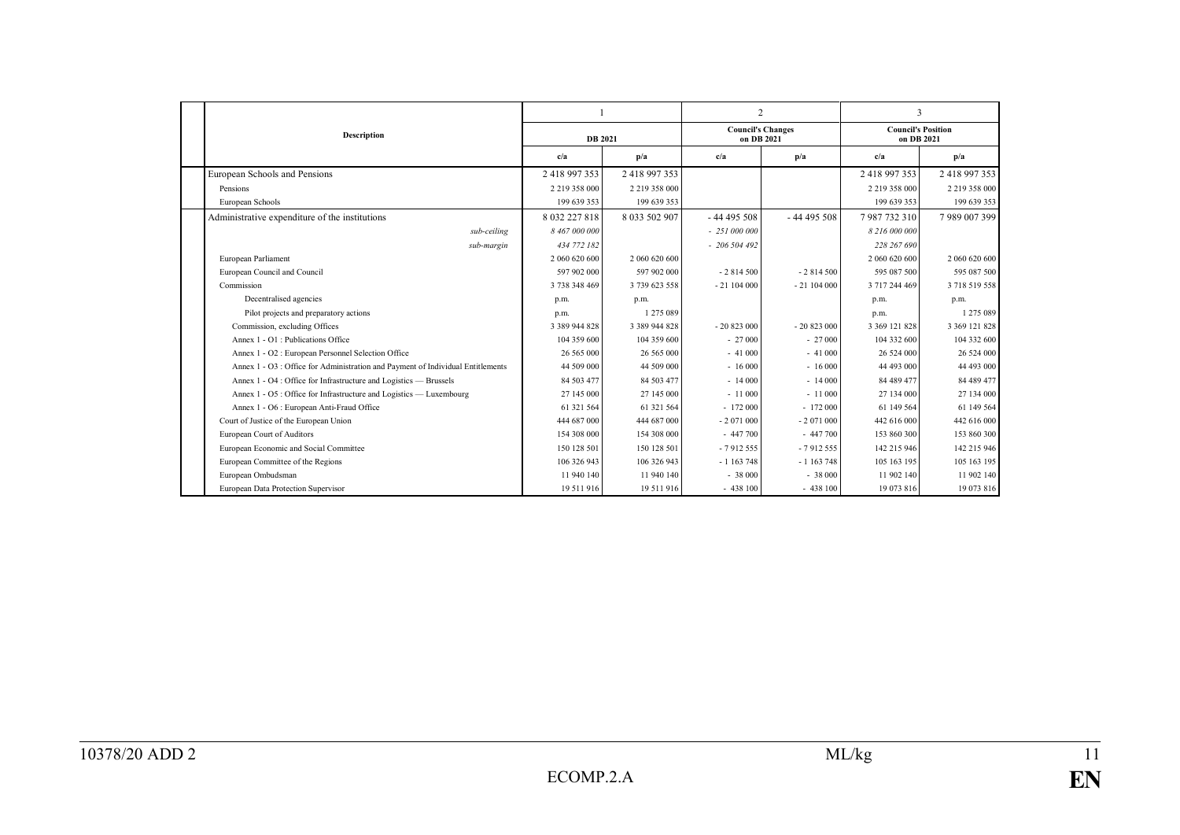| Description | 1 | | 2 | | 3 | |
|---|---|---|---|---|---|---|
| | DB 2021 | | Council's Changes on DB 2021 | | Council's Position on DB 2021 | |
| | c/a | p/a | c/a | p/a | c/a | p/a |
| European Schools and Pensions | 2 418 997 353 | 2 418 997 353 | | | 2 418 997 353 | 2 418 997 353 |
| Pensions | 2 219 358 000 | 2 219 358 000 | | | 2 219 358 000 | 2 219 358 000 |
| European Schools | 199 639 353 | 199 639 353 | | | 199 639 353 | 199 639 353 |
| Administrative expenditure of the institutions | 8 032 227 818 | 8 033 502 907 | - 44 495 508 | - 44 495 508 | 7 987 732 310 | 7 989 007 399 |
| *sub-ceiling* | *8 467 000 000* | | *- 251 000 000* | | *8 216 000 000* | |
| *sub-margin* | *434 772 182* | | *- 206 504 492* | | *228 267 690* | |
| European Parliament | 2 060 620 600 | 2 060 620 600 | | | 2 060 620 600 | 2 060 620 600 |
| European Council and Council | 597 902 000 | 597 902 000 | - 2 814 500 | - 2 814 500 | 595 087 500 | 595 087 500 |
| Commission | 3 738 348 469 | 3 739 623 558 | - 21 104 000 | - 21 104 000 | 3 717 244 469 | 3 718 519 558 |
| Decentralised agencies | p.m. | p.m. | | | p.m. | p.m. |
| Pilot projects and preparatory actions | p.m. | 1 275 089 | | | p.m. | 1 275 089 |
| Commission, excluding Offices | 3 389 944 828 | 3 389 944 828 | - 20 823 000 | - 20 823 000 | 3 369 121 828 | 3 369 121 828 |
| Annex 1 - O1 : Publications Office | 104 359 600 | 104 359 600 | - 27 000 | - 27 000 | 104 332 600 | 104 332 600 |
| Annex 1 - O2 : European Personnel Selection Office | 26 565 000 | 26 565 000 | - 41 000 | - 41 000 | 26 524 000 | 26 524 000 |
| Annex 1 - O3 : Office for Administration and Payment of Individual Entitlements | 44 509 000 | 44 509 000 | - 16 000 | - 16 000 | 44 493 000 | 44 493 000 |
| Annex 1 - O4 : Office for Infrastructure and Logistics — Brussels | 84 503 477 | 84 503 477 | - 14 000 | - 14 000 | 84 489 477 | 84 489 477 |
| Annex 1 - O5 : Office for Infrastructure and Logistics — Luxembourg | 27 145 000 | 27 145 000 | - 11 000 | - 11 000 | 27 134 000 | 27 134 000 |
| Annex 1 - O6 : European Anti-Fraud Office | 61 321 564 | 61 321 564 | - 172 000 | - 172 000 | 61 149 564 | 61 149 564 |
| Court of Justice of the European Union | 444 687 000 | 444 687 000 | - 2 071 000 | - 2 071 000 | 442 616 000 | 442 616 000 |
| European Court of Auditors | 154 308 000 | 154 308 000 | - 447 700 | - 447 700 | 153 860 300 | 153 860 300 |
| European Economic and Social Committee | 150 128 501 | 150 128 501 | - 7 912 555 | - 7 912 555 | 142 215 946 | 142 215 946 |
| European Committee of the Regions | 106 326 943 | 106 326 943 | - 1 163 748 | - 1 163 748 | 105 163 195 | 105 163 195 |
| European Ombudsman | 11 940 140 | 11 940 140 | - 38 000 | - 38 000 | 11 902 140 | 11 902 140 |
| European Data Protection Supervisor | 19 511 916 | 19 511 916 | - 438 100 | - 438 100 | 19 073 816 | 19 073 816 |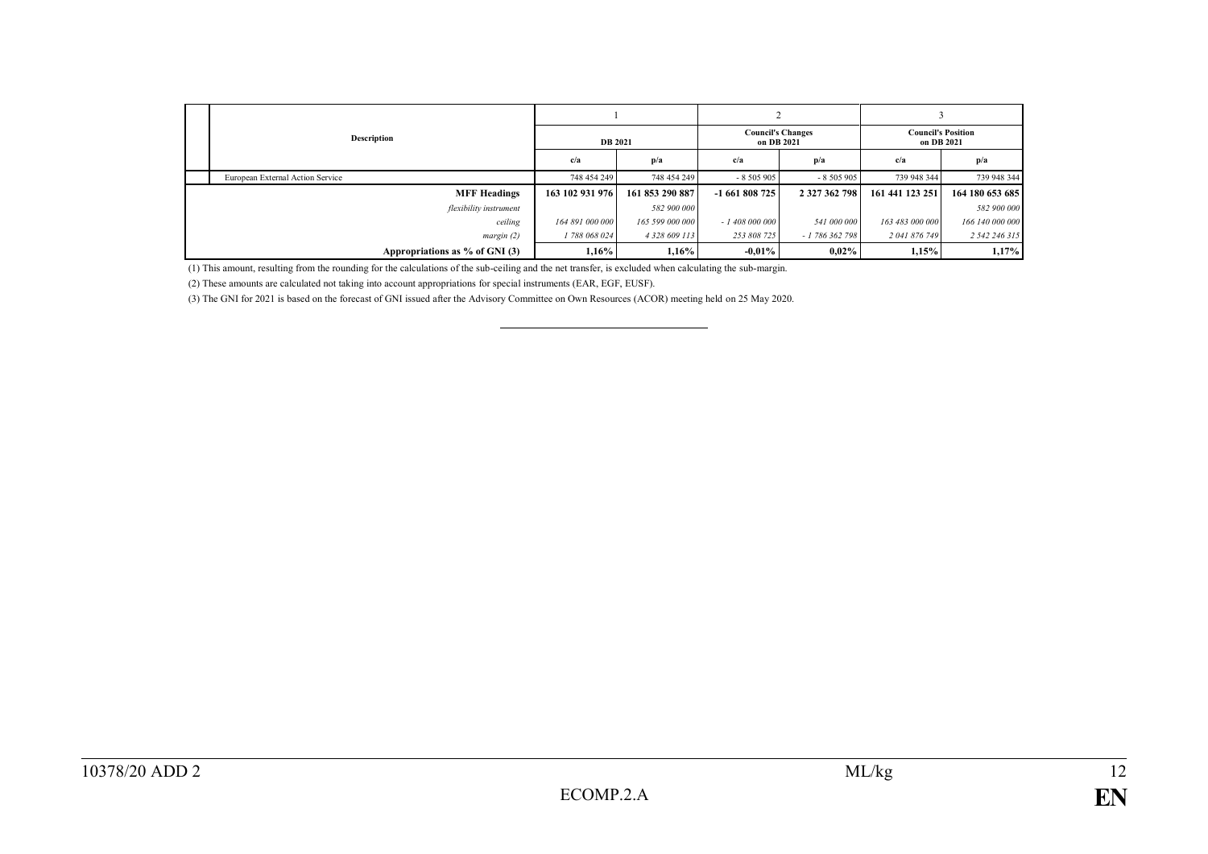| | Description | 1 | | 2 | | 3 | |
|---|---|---|---|---|---|---|---|
| | | DB 2021 | | Council's Changes on DB 2021 | | Council's Position on DB 2021 | |
| | | c/a | p/a | c/a | p/a | c/a | p/a |
| | European External Action Service | 748 454 249 | 748 454 249 | - 8 505 905 | - 8 505 905 | 739 948 344 | 739 948 344 |
| | **MFF Headings** | **163 102 931 976** | **161 853 290 887** | **-1 661 808 725** | **2 327 362 798** | **161 441 123 251** | **164 180 653 685** |
| | *flexibility instrument* | | *582 900 000* | | | | *582 900 000* |
| | *ceiling* | *164 891 000 000* | *165 599 000 000* | *- 1 408 000 000* | *541 000 000* | *163 483 000 000* | *166 140 000 000* |
| | *margin (2)* | *1 788 068 024* | *4 328 609 113* | *253 808 725* | *- 1 786 362 798* | *2 041 876 749* | *2 542 246 315* |
| | **Appropriations as % of GNI (3)** | **1,16%** | **1,16%** | **-0,01%** | **0,02%** | **1,15%** | **1,17%** |

(1) This amount, resulting from the rounding for the calculations of the sub-ceiling and the net transfer, is excluded when calculating the sub-margin.

(2) These amounts are calculated not taking into account appropriations for special instruments (EAR, EGF, EUSF).

(3) The GNI for 2021 is based on the forecast of GNI issued after the Advisory Committee on Own Resources (ACOR) meeting held on 25 May 2020.